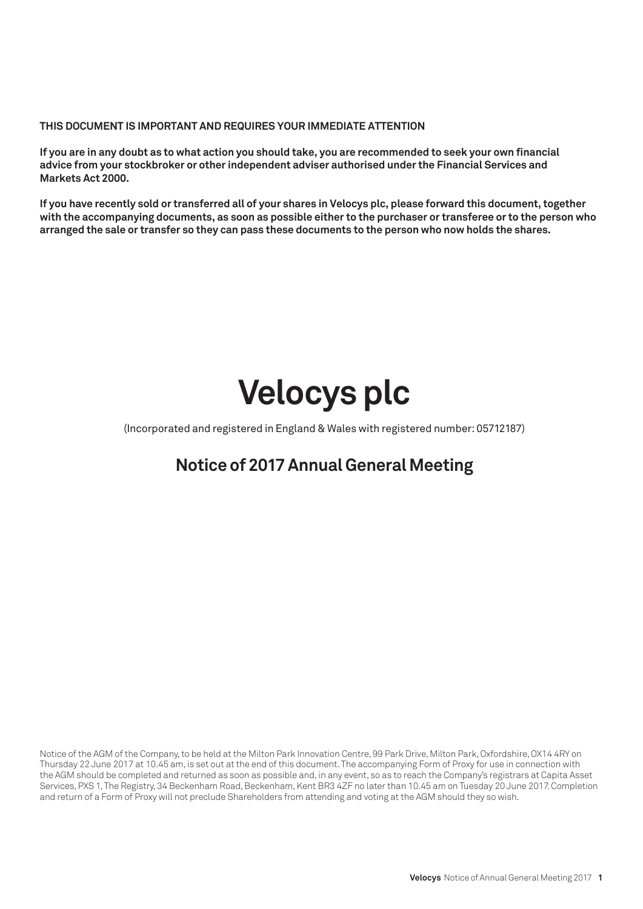**THIS DOCUMENT IS IMPORTANT AND REQUIRES YOUR IMMEDIATE ATTENTION**

**If you are in any doubt as to what action you should take, you are recommended to seek your own financial advice from your stockbroker or other independent adviser authorised under the Financial Services and Markets Act 2000.**

**If you have recently sold or transferred all of your shares in Velocys plc, please forward this document, together with the accompanying documents, as soon as possible either to the purchaser or transferee or to the person who arranged the sale or transfer so they can pass these documents to the person who now holds the shares.**

# Velocys plc

(Incorporated and registered in England & Wales with registered number: 05712187)

## Notice of 2017 Annual General Meeting

Notice of the AGM of the Company, to be held at the Milton Park Innovation Centre, 99 Park Drive, Milton Park, Oxfordshire, OX14 4RY on Thursday 22 June 2017 at 10.45 am, is set out at the end of this document. The accompanying Form of Proxy for use in connection with the AGM should be completed and returned as soon as possible and, in any event, so as to reach the Company's registrars at Capita Asset Services, PXS 1, The Registry, 34 Beckenham Road, Beckenham, Kent BR3 4ZF no later than 10.45 am on Tuesday 20 June 2017. Completion and return of a Form of Proxy will not preclude Shareholders from attending and voting at the AGM should they so wish.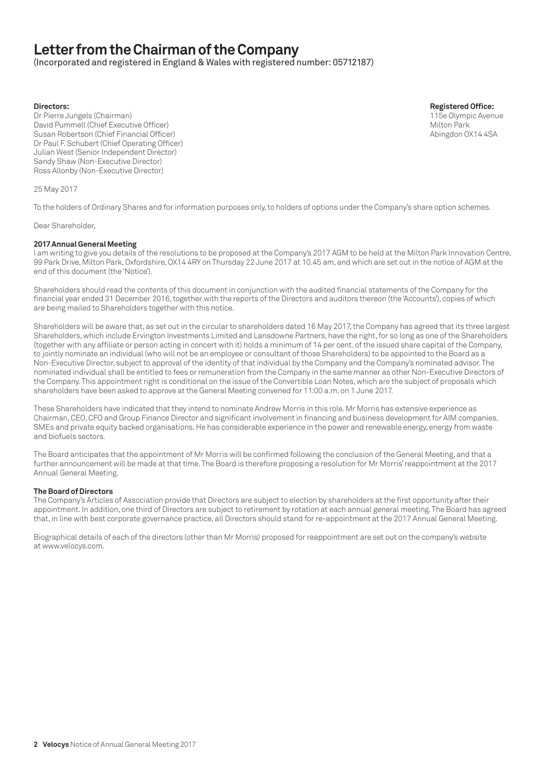# Letter from the Chairman of the Company

(Incorporated and registered in England & Wales with registered number: 05712187)

**Directors:**
Dr Pierre Jungels (Chairman)
David Pummell (Chief Executive Officer)
Susan Robertson (Chief Financial Officer)
Dr Paul F. Schubert (Chief Operating Officer)
Julian West (Senior Independent Director)
Sandy Shaw (Non-Executive Director)
Ross Allonby (Non-Executive Director)

**Registered Office:**
115e Olympic Avenue
Milton Park
Abingdon OX14 4SA

25 May 2017

To the holders of Ordinary Shares and for information purposes only, to holders of options under the Company's share option schemes.

Dear Shareholder,

**2017 Annual General Meeting**

I am writing to give you details of the resolutions to be proposed at the Company's 2017 AGM to be held at the Milton Park Innovation Centre, 99 Park Drive, Milton Park, Oxfordshire, OX14 4RY on Thursday 22 June 2017 at 10.45 am, and which are set out in the notice of AGM at the end of this document (the 'Notice').

Shareholders should read the contents of this document in conjunction with the audited financial statements of the Company for the financial year ended 31 December 2016, together with the reports of the Directors and auditors thereon (the 'Accounts'), copies of which are being mailed to Shareholders together with this notice.

Shareholders will be aware that, as set out in the circular to shareholders dated 16 May 2017, the Company has agreed that its three largest Shareholders, which include Ervington Investments Limited and Lansdowne Partners, have the right, for so long as one of the Shareholders (together with any affiliate or person acting in concert with it) holds a minimum of 14 per cent. of the issued share capital of the Company, to jointly nominate an individual (who will not be an employee or consultant of those Shareholders) to be appointed to the Board as a Non-Executive Director, subject to approval of the identity of that individual by the Company and the Company's nominated advisor. The nominated individual shall be entitled to fees or remuneration from the Company in the same manner as other Non-Executive Directors of the Company. This appointment right is conditional on the issue of the Convertible Loan Notes, which are the subject of proposals which shareholders have been asked to approve at the General Meeting convened for 11:00 a.m. on 1 June 2017.

These Shareholders have indicated that they intend to nominate Andrew Morris in this role. Mr Morris has extensive experience as Chairman, CEO, CFO and Group Finance Director and significant involvement in financing and business development for AIM companies, SMEs and private equity backed organisations. He has considerable experience in the power and renewable energy, energy from waste and biofuels sectors.

The Board anticipates that the appointment of Mr Morris will be confirmed following the conclusion of the General Meeting, and that a further announcement will be made at that time. The Board is therefore proposing a resolution for Mr Morris' reappointment at the 2017 Annual General Meeting.

**The Board of Directors**

The Company's Articles of Association provide that Directors are subject to election by shareholders at the first opportunity after their appointment. In addition, one third of Directors are subject to retirement by rotation at each annual general meeting. The Board has agreed that, in line with best corporate governance practice, all Directors should stand for re-appointment at the 2017 Annual General Meeting.

Biographical details of each of the directors (other than Mr Morris) proposed for reappointment are set out on the company's website at www.velocys.com.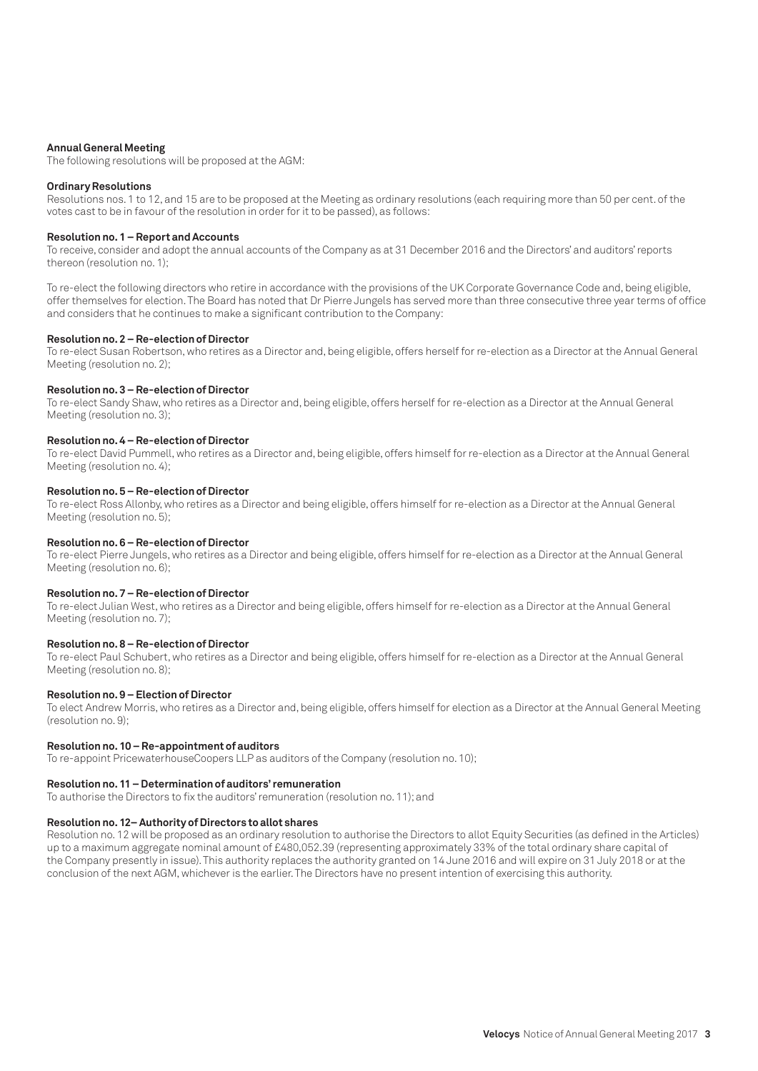**Annual General Meeting**

The following resolutions will be proposed at the AGM:

**Ordinary Resolutions**

Resolutions nos. 1 to 12, and 15 are to be proposed at the Meeting as ordinary resolutions (each requiring more than 50 per cent. of the votes cast to be in favour of the resolution in order for it to be passed), as follows:

**Resolution no. 1 – Report and Accounts**

To receive, consider and adopt the annual accounts of the Company as at 31 December 2016 and the Directors' and auditors' reports thereon (resolution no. 1);

To re-elect the following directors who retire in accordance with the provisions of the UK Corporate Governance Code and, being eligible, offer themselves for election. The Board has noted that Dr Pierre Jungels has served more than three consecutive three year terms of office and considers that he continues to make a significant contribution to the Company:

**Resolution no. 2 – Re-election of Director**

To re-elect Susan Robertson, who retires as a Director and, being eligible, offers herself for re-election as a Director at the Annual General Meeting (resolution no. 2);

**Resolution no. 3 – Re-election of Director**

To re-elect Sandy Shaw, who retires as a Director and, being eligible, offers herself for re-election as a Director at the Annual General Meeting (resolution no. 3);

**Resolution no. 4 – Re-election of Director**

To re-elect David Pummell, who retires as a Director and, being eligible, offers himself for re-election as a Director at the Annual General Meeting (resolution no. 4);

**Resolution no. 5 – Re-election of Director**

To re-elect Ross Allonby, who retires as a Director and being eligible, offers himself for re-election as a Director at the Annual General Meeting (resolution no. 5);

**Resolution no. 6 – Re-election of Director**

To re-elect Pierre Jungels, who retires as a Director and being eligible, offers himself for re-election as a Director at the Annual General Meeting (resolution no. 6);

**Resolution no. 7 – Re-election of Director**

To re-elect Julian West, who retires as a Director and being eligible, offers himself for re-election as a Director at the Annual General Meeting (resolution no. 7);

**Resolution no. 8 – Re-election of Director**

To re-elect Paul Schubert, who retires as a Director and being eligible, offers himself for re-election as a Director at the Annual General Meeting (resolution no. 8);

**Resolution no. 9 – Election of Director**

To elect Andrew Morris, who retires as a Director and, being eligible, offers himself for election as a Director at the Annual General Meeting (resolution no. 9);

**Resolution no. 10 – Re-appointment of auditors**

To re-appoint PricewaterhouseCoopers LLP as auditors of the Company (resolution no. 10);

**Resolution no. 11 – Determination of auditors' remuneration**

To authorise the Directors to fix the auditors' remuneration (resolution no. 11); and

**Resolution no. 12– Authority of Directors to allot shares**

Resolution no. 12 will be proposed as an ordinary resolution to authorise the Directors to allot Equity Securities (as defined in the Articles) up to a maximum aggregate nominal amount of £480,052.39 (representing approximately 33% of the total ordinary share capital of the Company presently in issue). This authority replaces the authority granted on 14 June 2016 and will expire on 31 July 2018 or at the conclusion of the next AGM, whichever is the earlier. The Directors have no present intention of exercising this authority.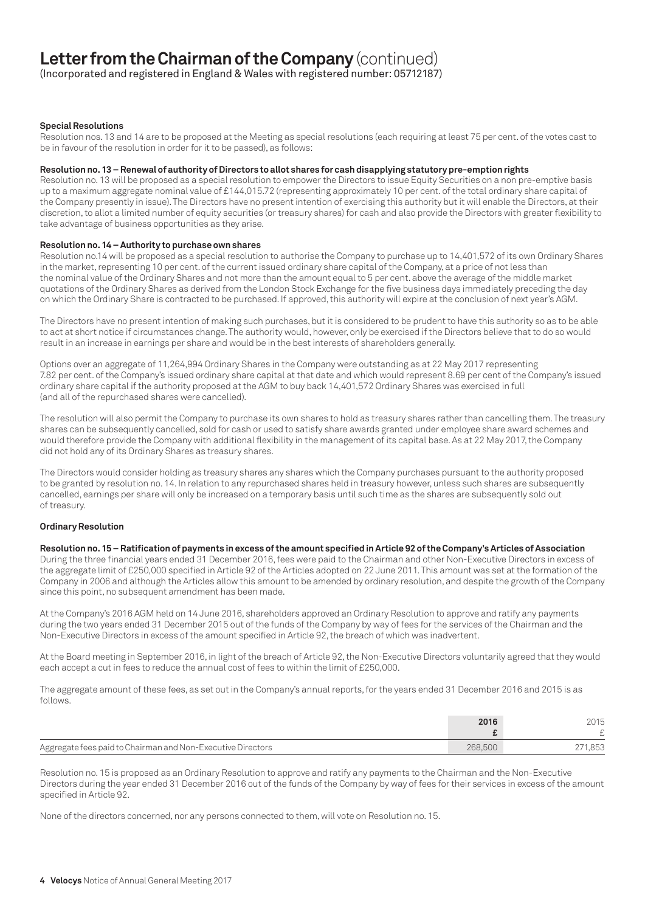# Letter from the Chairman of the Company (continued)

(Incorporated and registered in England & Wales with registered number: 05712187)

**Special Resolutions**

Resolution nos. 13 and 14 are to be proposed at the Meeting as special resolutions (each requiring at least 75 per cent. of the votes cast to be in favour of the resolution in order for it to be passed), as follows:

**Resolution no. 13 – Renewal of authority of Directors to allot shares for cash disapplying statutory pre-emption rights**

Resolution no. 13 will be proposed as a special resolution to empower the Directors to issue Equity Securities on a non pre-emptive basis up to a maximum aggregate nominal value of £144,015.72 (representing approximately 10 per cent. of the total ordinary share capital of the Company presently in issue). The Directors have no present intention of exercising this authority but it will enable the Directors, at their discretion, to allot a limited number of equity securities (or treasury shares) for cash and also provide the Directors with greater flexibility to take advantage of business opportunities as they arise.

**Resolution no. 14 – Authority to purchase own shares**

Resolution no.14 will be proposed as a special resolution to authorise the Company to purchase up to 14,401,572 of its own Ordinary Shares in the market, representing 10 per cent. of the current issued ordinary share capital of the Company, at a price of not less than the nominal value of the Ordinary Shares and not more than the amount equal to 5 per cent. above the average of the middle market quotations of the Ordinary Shares as derived from the London Stock Exchange for the five business days immediately preceding the day on which the Ordinary Share is contracted to be purchased. If approved, this authority will expire at the conclusion of next year's AGM.

The Directors have no present intention of making such purchases, but it is considered to be prudent to have this authority so as to be able to act at short notice if circumstances change. The authority would, however, only be exercised if the Directors believe that to do so would result in an increase in earnings per share and would be in the best interests of shareholders generally.

Options over an aggregate of 11,264,994 Ordinary Shares in the Company were outstanding as at 22 May 2017 representing 7.82 per cent. of the Company's issued ordinary share capital at that date and which would represent 8.69 per cent of the Company's issued ordinary share capital if the authority proposed at the AGM to buy back 14,401,572 Ordinary Shares was exercised in full (and all of the repurchased shares were cancelled).

The resolution will also permit the Company to purchase its own shares to hold as treasury shares rather than cancelling them. The treasury shares can be subsequently cancelled, sold for cash or used to satisfy share awards granted under employee share award schemes and would therefore provide the Company with additional flexibility in the management of its capital base. As at 22 May 2017, the Company did not hold any of its Ordinary Shares as treasury shares.

The Directors would consider holding as treasury shares any shares which the Company purchases pursuant to the authority proposed to be granted by resolution no. 14. In relation to any repurchased shares held in treasury however, unless such shares are subsequently cancelled, earnings per share will only be increased on a temporary basis until such time as the shares are subsequently sold out of treasury.

**Ordinary Resolution**

**Resolution no. 15 – Ratification of payments in excess of the amount specified in Article 92 of the Company's Articles of Association**

During the three financial years ended 31 December 2016, fees were paid to the Chairman and other Non-Executive Directors in excess of the aggregate limit of £250,000 specified in Article 92 of the Articles adopted on 22 June 2011. This amount was set at the formation of the Company in 2006 and although the Articles allow this amount to be amended by ordinary resolution, and despite the growth of the Company since this point, no subsequent amendment has been made.

At the Company's 2016 AGM held on 14 June 2016, shareholders approved an Ordinary Resolution to approve and ratify any payments during the two years ended 31 December 2015 out of the funds of the Company by way of fees for the services of the Chairman and the Non-Executive Directors in excess of the amount specified in Article 92, the breach of which was inadvertent.

At the Board meeting in September 2016, in light of the breach of Article 92, the Non-Executive Directors voluntarily agreed that they would each accept a cut in fees to reduce the annual cost of fees to within the limit of £250,000.

The aggregate amount of these fees, as set out in the Company's annual reports, for the years ended 31 December 2016 and 2015 is as follows.

| | 2016<br>£ | 2015<br>£ |
|---|---|---|
| Aggregate fees paid to Chairman and Non-Executive Directors | 268,500 | 271,853 |

Resolution no. 15 is proposed as an Ordinary Resolution to approve and ratify any payments to the Chairman and the Non-Executive Directors during the year ended 31 December 2016 out of the funds of the Company by way of fees for their services in excess of the amount specified in Article 92.

None of the directors concerned, nor any persons connected to them, will vote on Resolution no. 15.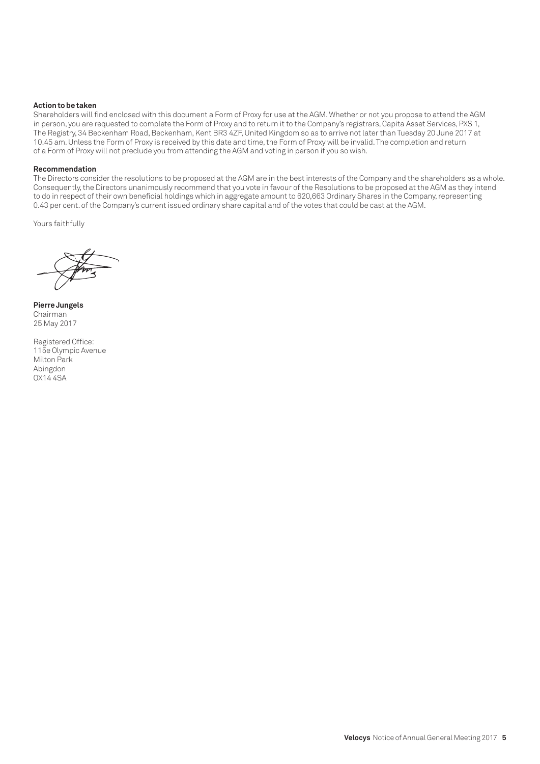**Action to be taken**

Shareholders will find enclosed with this document a Form of Proxy for use at the AGM. Whether or not you propose to attend the AGM in person, you are requested to complete the Form of Proxy and to return it to the Company's registrars, Capita Asset Services, PXS 1, The Registry, 34 Beckenham Road, Beckenham, Kent BR3 4ZF, United Kingdom so as to arrive not later than Tuesday 20 June 2017 at 10.45 am. Unless the Form of Proxy is received by this date and time, the Form of Proxy will be invalid. The completion and return of a Form of Proxy will not preclude you from attending the AGM and voting in person if you so wish.

**Recommendation**

The Directors consider the resolutions to be proposed at the AGM are in the best interests of the Company and the shareholders as a whole. Consequently, the Directors unanimously recommend that you vote in favour of the Resolutions to be proposed at the AGM as they intend to do in respect of their own beneficial holdings which in aggregate amount to 620,663 Ordinary Shares in the Company, representing 0.43 per cent. of the Company's current issued ordinary share capital and of the votes that could be cast at the AGM.

Yours faithfully

**Pierre Jungels**
Chairman
25 May 2017

Registered Office:
115e Olympic Avenue
Milton Park
Abingdon
OX14 4SA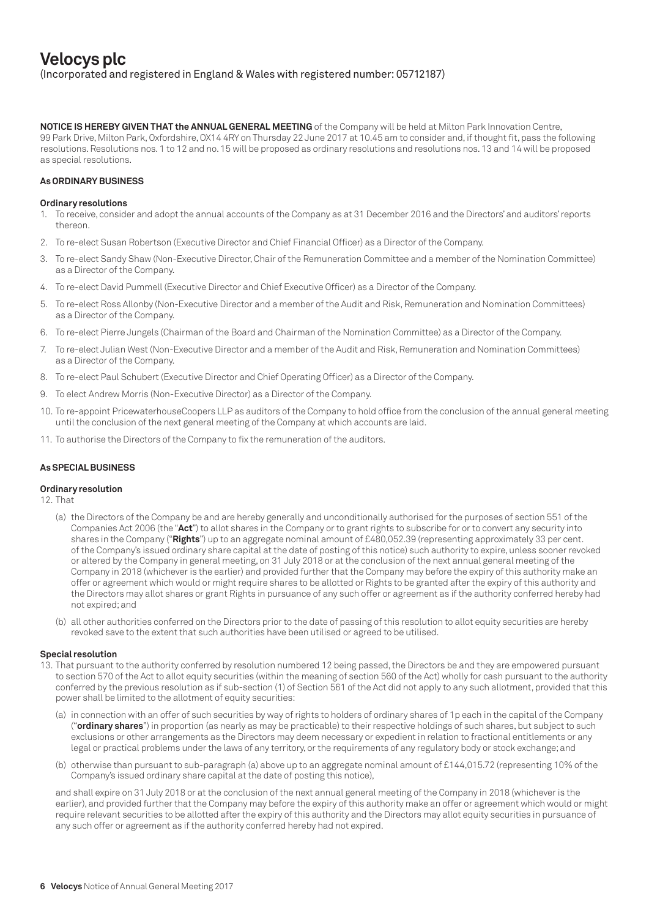# Velocys plc

(Incorporated and registered in England & Wales with registered number: 05712187)

**NOTICE IS HEREBY GIVEN THAT the ANNUAL GENERAL MEETING** of the Company will be held at Milton Park Innovation Centre, 99 Park Drive, Milton Park, Oxfordshire, OX14 4RY on Thursday 22 June 2017 at 10.45 am to consider and, if thought fit, pass the following resolutions. Resolutions nos. 1 to 12 and no. 15 will be proposed as ordinary resolutions and resolutions nos. 13 and 14 will be proposed as special resolutions.

**As ORDINARY BUSINESS**

**Ordinary resolutions**

1. To receive, consider and adopt the annual accounts of the Company as at 31 December 2016 and the Directors' and auditors' reports thereon.
2. To re-elect Susan Robertson (Executive Director and Chief Financial Officer) as a Director of the Company.
3. To re-elect Sandy Shaw (Non-Executive Director, Chair of the Remuneration Committee and a member of the Nomination Committee) as a Director of the Company.
4. To re-elect David Pummell (Executive Director and Chief Executive Officer) as a Director of the Company.
5. To re-elect Ross Allonby (Non-Executive Director and a member of the Audit and Risk, Remuneration and Nomination Committees) as a Director of the Company.
6. To re-elect Pierre Jungels (Chairman of the Board and Chairman of the Nomination Committee) as a Director of the Company.
7. To re-elect Julian West (Non-Executive Director and a member of the Audit and Risk, Remuneration and Nomination Committees) as a Director of the Company.
8. To re-elect Paul Schubert (Executive Director and Chief Operating Officer) as a Director of the Company.
9. To elect Andrew Morris (Non-Executive Director) as a Director of the Company.
10. To re-appoint PricewaterhouseCoopers LLP as auditors of the Company to hold office from the conclusion of the annual general meeting until the conclusion of the next general meeting of the Company at which accounts are laid.
11. To authorise the Directors of the Company to fix the remuneration of the auditors.

**As SPECIAL BUSINESS**

**Ordinary resolution**

12. That
    - (a) the Directors of the Company be and are hereby generally and unconditionally authorised for the purposes of section 551 of the Companies Act 2006 (the "**Act**") to allot shares in the Company or to grant rights to subscribe for or to convert any security into shares in the Company ("**Rights**") up to an aggregate nominal amount of £480,052.39 (representing approximately 33 per cent. of the Company's issued ordinary share capital at the date of posting of this notice) such authority to expire, unless sooner revoked or altered by the Company in general meeting, on 31 July 2018 or at the conclusion of the next annual general meeting of the Company in 2018 (whichever is the earlier) and provided further that the Company may before the expiry of this authority make an offer or agreement which would or might require shares to be allotted or Rights to be granted after the expiry of this authority and the Directors may allot shares or grant Rights in pursuance of any such offer or agreement as if the authority conferred hereby had not expired; and
    - (b) all other authorities conferred on the Directors prior to the date of passing of this resolution to allot equity securities are hereby revoked save to the extent that such authorities have been utilised or agreed to be utilised.

**Special resolution**

13. That pursuant to the authority conferred by resolution numbered 12 being passed, the Directors be and they are empowered pursuant to section 570 of the Act to allot equity securities (within the meaning of section 560 of the Act) wholly for cash pursuant to the authority conferred by the previous resolution as if sub-section (1) of Section 561 of the Act did not apply to any such allotment, provided that this power shall be limited to the allotment of equity securities:
    - (a) in connection with an offer of such securities by way of rights to holders of ordinary shares of 1p each in the capital of the Company ("**ordinary shares**") in proportion (as nearly as may be practicable) to their respective holdings of such shares, but subject to such exclusions or other arrangements as the Directors may deem necessary or expedient in relation to fractional entitlements or any legal or practical problems under the laws of any territory, or the requirements of any regulatory body or stock exchange; and
    - (b) otherwise than pursuant to sub-paragraph (a) above up to an aggregate nominal amount of £144,015.72 (representing 10% of the Company's issued ordinary share capital at the date of posting this notice),

    and shall expire on 31 July 2018 or at the conclusion of the next annual general meeting of the Company in 2018 (whichever is the earlier), and provided further that the Company may before the expiry of this authority make an offer or agreement which would or might require relevant securities to be allotted after the expiry of this authority and the Directors may allot equity securities in pursuance of any such offer or agreement as if the authority conferred hereby had not expired.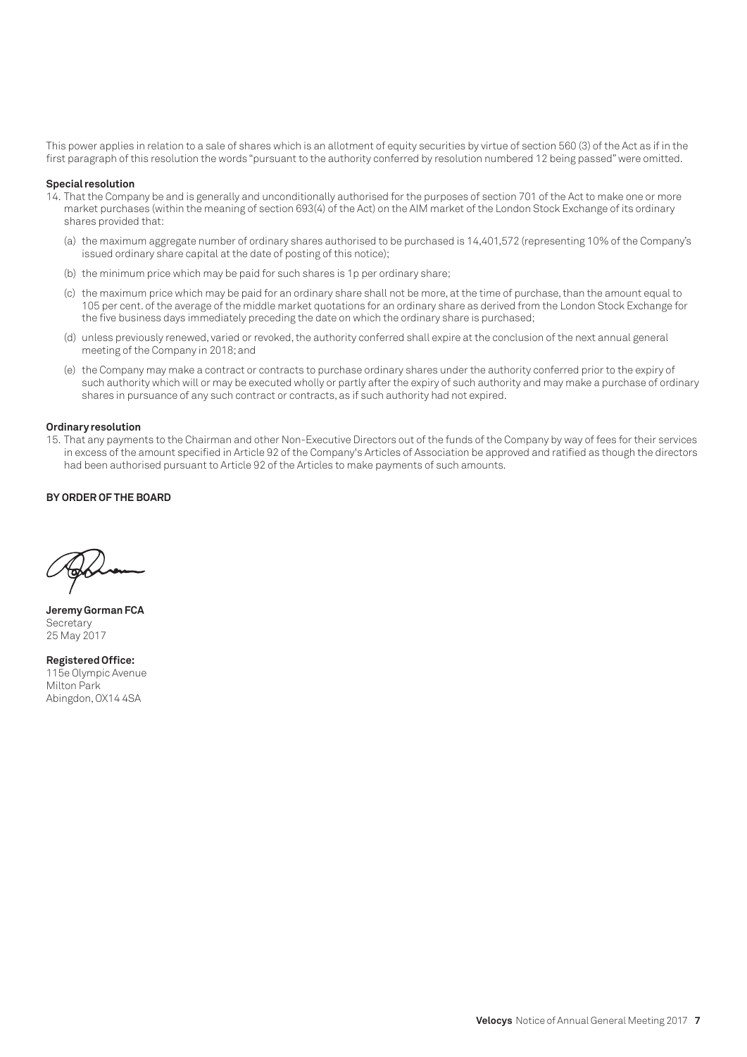This power applies in relation to a sale of shares which is an allotment of equity securities by virtue of section 560 (3) of the Act as if in the first paragraph of this resolution the words "pursuant to the authority conferred by resolution numbered 12 being passed" were omitted.

**Special resolution**

14. That the Company be and is generally and unconditionally authorised for the purposes of section 701 of the Act to make one or more market purchases (within the meaning of section 693(4) of the Act) on the AIM market of the London Stock Exchange of its ordinary shares provided that:

   (a) the maximum aggregate number of ordinary shares authorised to be purchased is 14,401,572 (representing 10% of the Company's issued ordinary share capital at the date of posting of this notice);

   (b) the minimum price which may be paid for such shares is 1p per ordinary share;

   (c) the maximum price which may be paid for an ordinary share shall not be more, at the time of purchase, than the amount equal to 105 per cent. of the average of the middle market quotations for an ordinary share as derived from the London Stock Exchange for the five business days immediately preceding the date on which the ordinary share is purchased;

   (d) unless previously renewed, varied or revoked, the authority conferred shall expire at the conclusion of the next annual general meeting of the Company in 2018; and

   (e) the Company may make a contract or contracts to purchase ordinary shares under the authority conferred prior to the expiry of such authority which will or may be executed wholly or partly after the expiry of such authority and may make a purchase of ordinary shares in pursuance of any such contract or contracts, as if such authority had not expired.

**Ordinary resolution**

15. That any payments to the Chairman and other Non-Executive Directors out of the funds of the Company by way of fees for their services in excess of the amount specified in Article 92 of the Company's Articles of Association be approved and ratified as though the directors had been authorised pursuant to Article 92 of the Articles to make payments of such amounts.

**BY ORDER OF THE BOARD**

**Jeremy Gorman FCA**
Secretary
25 May 2017

**Registered Office:**
115e Olympic Avenue
Milton Park
Abingdon, OX14 4SA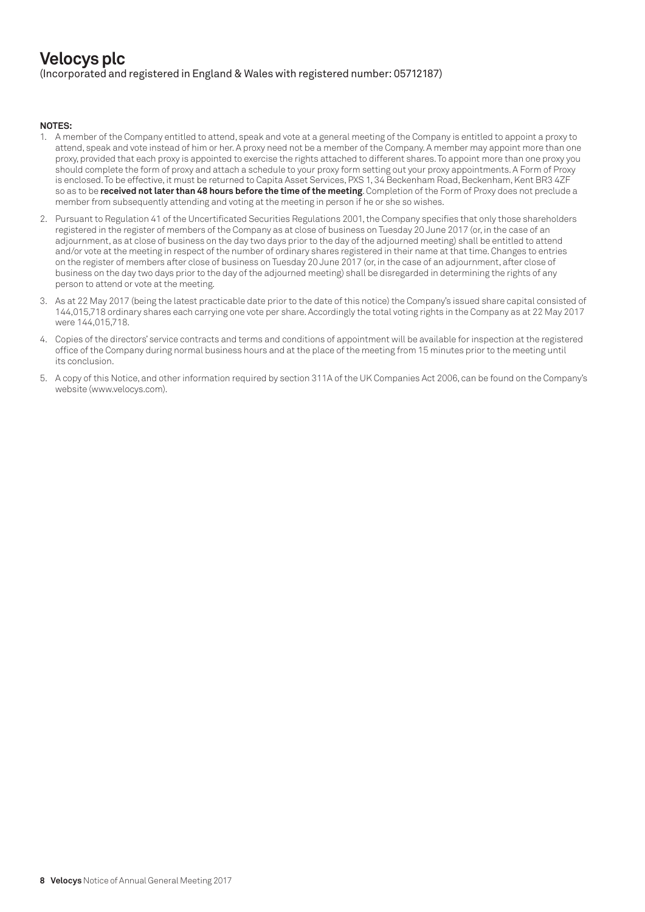# Velocys plc

(Incorporated and registered in England & Wales with registered number: 05712187)

**NOTES:**

1. A member of the Company entitled to attend, speak and vote at a general meeting of the Company is entitled to appoint a proxy to attend, speak and vote instead of him or her. A proxy need not be a member of the Company. A member may appoint more than one proxy, provided that each proxy is appointed to exercise the rights attached to different shares. To appoint more than one proxy you should complete the form of proxy and attach a schedule to your proxy form setting out your proxy appointments. A Form of Proxy is enclosed. To be effective, it must be returned to Capita Asset Services, PXS 1, 34 Beckenham Road, Beckenham, Kent BR3 4ZF so as to be **received not later than 48 hours before the time of the meeting**. Completion of the Form of Proxy does not preclude a member from subsequently attending and voting at the meeting in person if he or she so wishes.
2. Pursuant to Regulation 41 of the Uncertificated Securities Regulations 2001, the Company specifies that only those shareholders registered in the register of members of the Company as at close of business on Tuesday 20 June 2017 (or, in the case of an adjournment, as at close of business on the day two days prior to the day of the adjourned meeting) shall be entitled to attend and/or vote at the meeting in respect of the number of ordinary shares registered in their name at that time. Changes to entries on the register of members after close of business on Tuesday 20 June 2017 (or, in the case of an adjournment, after close of business on the day two days prior to the day of the adjourned meeting) shall be disregarded in determining the rights of any person to attend or vote at the meeting.
3. As at 22 May 2017 (being the latest practicable date prior to the date of this notice) the Company's issued share capital consisted of 144,015,718 ordinary shares each carrying one vote per share. Accordingly the total voting rights in the Company as at 22 May 2017 were 144,015,718.
4. Copies of the directors' service contracts and terms and conditions of appointment will be available for inspection at the registered office of the Company during normal business hours and at the place of the meeting from 15 minutes prior to the meeting until its conclusion.
5. A copy of this Notice, and other information required by section 311A of the UK Companies Act 2006, can be found on the Company's website (www.velocys.com).